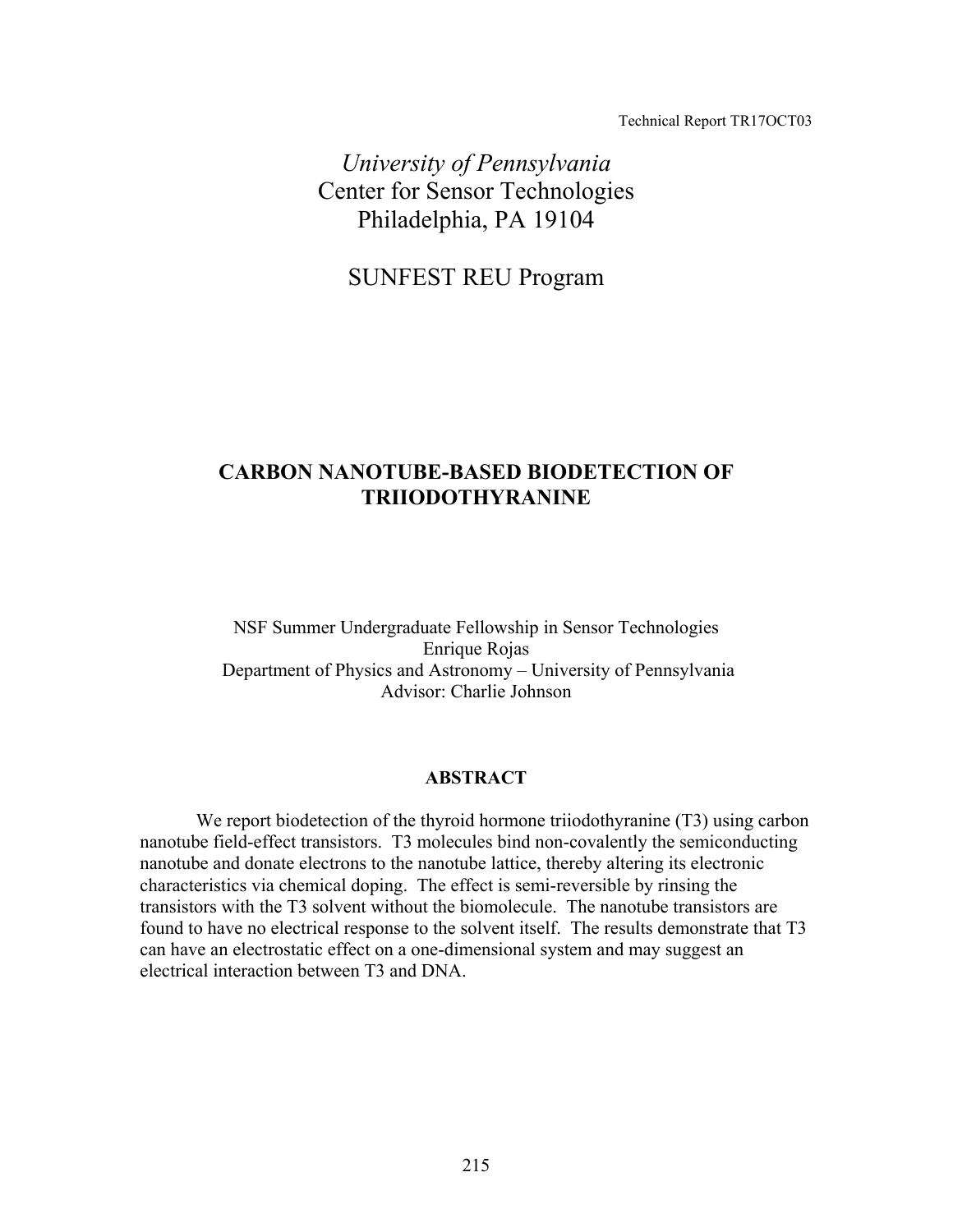Technical Report TR17OCT03

*University of Pennsylvania*
Center for Sensor Technologies
Philadelphia, PA 19104

SUNFEST REU Program

# CARBON NANOTUBE-BASED BIODETECTION OF TRIIODOTHYRANINE

NSF Summer Undergraduate Fellowship in Sensor Technologies
Enrique Rojas
Department of Physics and Astronomy – University of Pennsylvania
Advisor: Charlie Johnson

## ABSTRACT

We report biodetection of the thyroid hormone triiodothyranine (T3) using carbon nanotube field-effect transistors. T3 molecules bind non-covalently the semiconducting nanotube and donate electrons to the nanotube lattice, thereby altering its electronic characteristics via chemical doping. The effect is semi-reversible by rinsing the transistors with the T3 solvent without the biomolecule. The nanotube transistors are found to have no electrical response to the solvent itself. The results demonstrate that T3 can have an electrostatic effect on a one-dimensional system and may suggest an electrical interaction between T3 and DNA.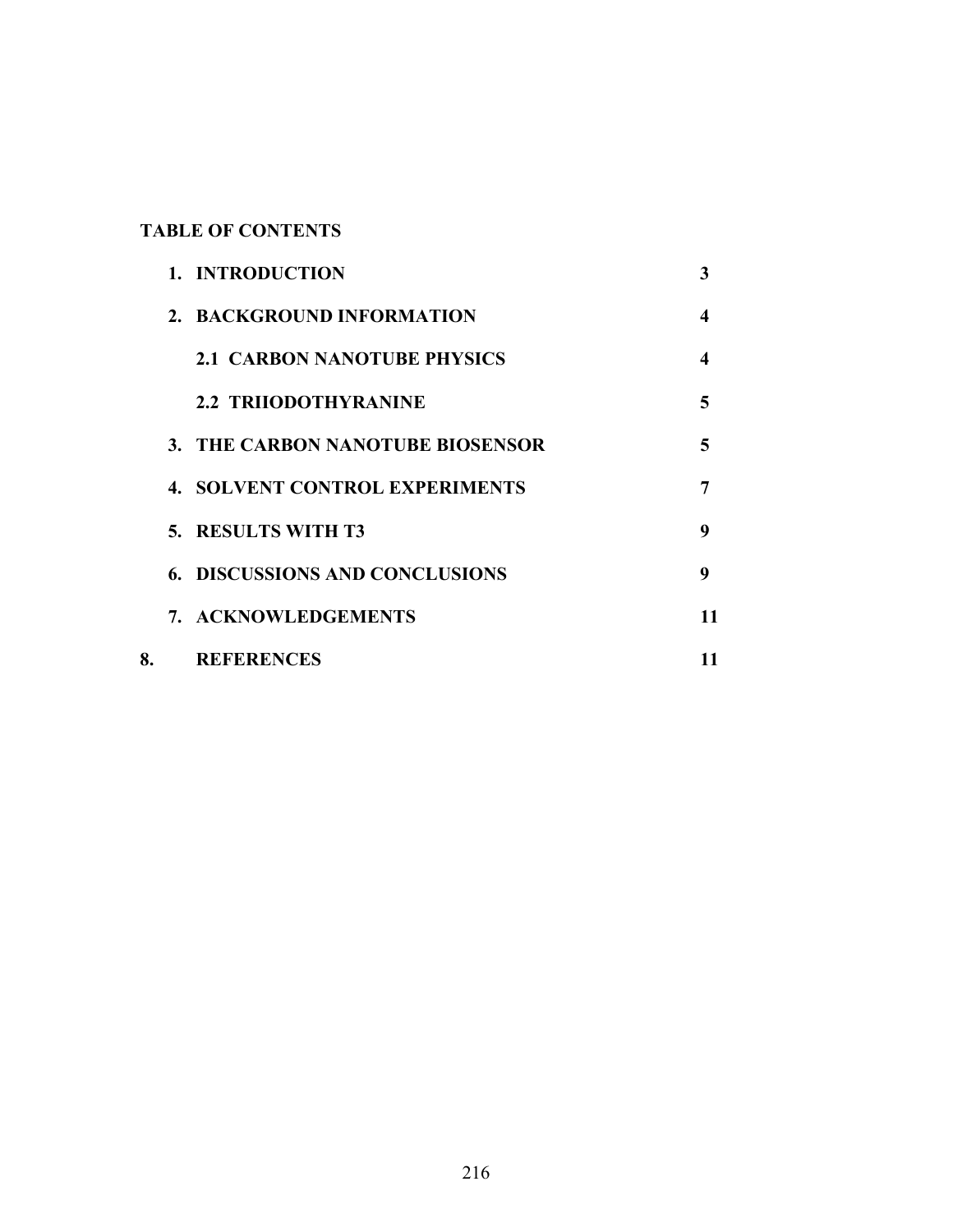## TABLE OF CONTENTS

| | | |
|---|---|---|
| 1. | **INTRODUCTION** | **3** |
| 2. | **BACKGROUND INFORMATION** | **4** |
| | **2.1 CARBON NANOTUBE PHYSICS** | **4** |
| | **2.2 TRIIODOTHYRANINE** | **5** |
| 3. | **THE CARBON NANOTUBE BIOSENSOR** | **5** |
| 4. | **SOLVENT CONTROL EXPERIMENTS** | **7** |
| 5. | **RESULTS WITH T3** | **9** |
| 6. | **DISCUSSIONS AND CONCLUSIONS** | **9** |
| 7. | **ACKNOWLEDGEMENTS** | **11** |
| 8. | **REFERENCES** | **11** |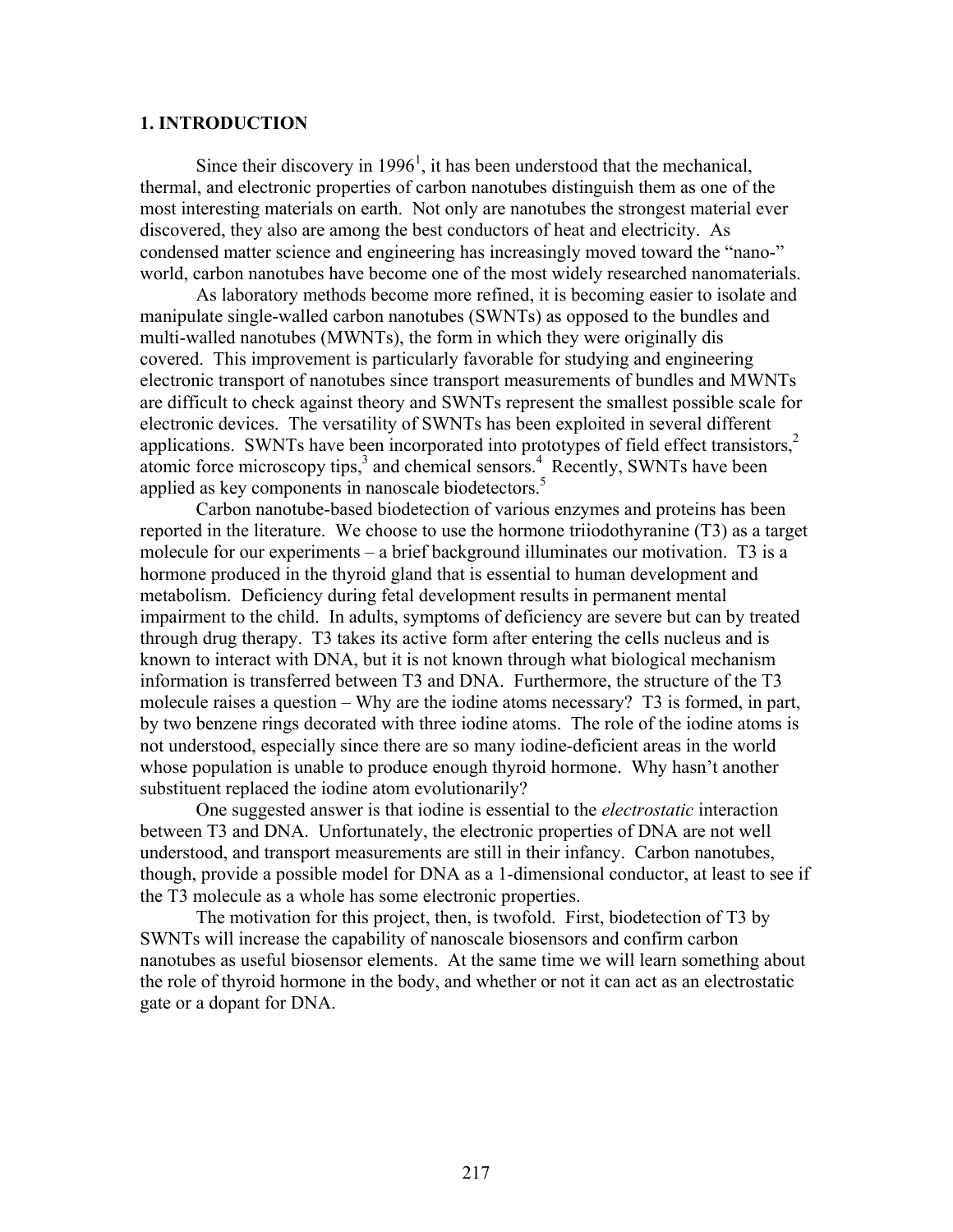## 1. INTRODUCTION

Since their discovery in 1996[1], it has been understood that the mechanical, thermal, and electronic properties of carbon nanotubes distinguish them as one of the most interesting materials on earth. Not only are nanotubes the strongest material ever discovered, they also are among the best conductors of heat and electricity. As condensed matter science and engineering has increasingly moved toward the "nano-" world, carbon nanotubes have become one of the most widely researched nanomaterials.

As laboratory methods become more refined, it is becoming easier to isolate and manipulate single-walled carbon nanotubes (SWNTs) as opposed to the bundles and multi-walled nanotubes (MWNTs), the form in which they were originally dis covered. This improvement is particularly favorable for studying and engineering electronic transport of nanotubes since transport measurements of bundles and MWNTs are difficult to check against theory and SWNTs represent the smallest possible scale for electronic devices. The versatility of SWNTs has been exploited in several different applications. SWNTs have been incorporated into prototypes of field effect transistors,[2] atomic force microscopy tips,[3] and chemical sensors.[4] Recently, SWNTs have been applied as key components in nanoscale biodetectors.[5]

Carbon nanotube-based biodetection of various enzymes and proteins has been reported in the literature. We choose to use the hormone triiodothyranine (T3) as a target molecule for our experiments – a brief background illuminates our motivation. T3 is a hormone produced in the thyroid gland that is essential to human development and metabolism. Deficiency during fetal development results in permanent mental impairment to the child. In adults, symptoms of deficiency are severe but can by treated through drug therapy. T3 takes its active form after entering the cells nucleus and is known to interact with DNA, but it is not known through what biological mechanism information is transferred between T3 and DNA. Furthermore, the structure of the T3 molecule raises a question – Why are the iodine atoms necessary? T3 is formed, in part, by two benzene rings decorated with three iodine atoms. The role of the iodine atoms is not understood, especially since there are so many iodine-deficient areas in the world whose population is unable to produce enough thyroid hormone. Why hasn't another substituent replaced the iodine atom evolutionarily?

One suggested answer is that iodine is essential to the *electrostatic* interaction between T3 and DNA. Unfortunately, the electronic properties of DNA are not well understood, and transport measurements are still in their infancy. Carbon nanotubes, though, provide a possible model for DNA as a 1-dimensional conductor, at least to see if the T3 molecule as a whole has some electronic properties.

The motivation for this project, then, is twofold. First, biodetection of T3 by SWNTs will increase the capability of nanoscale biosensors and confirm carbon nanotubes as useful biosensor elements. At the same time we will learn something about the role of thyroid hormone in the body, and whether or not it can act as an electrostatic gate or a dopant for DNA.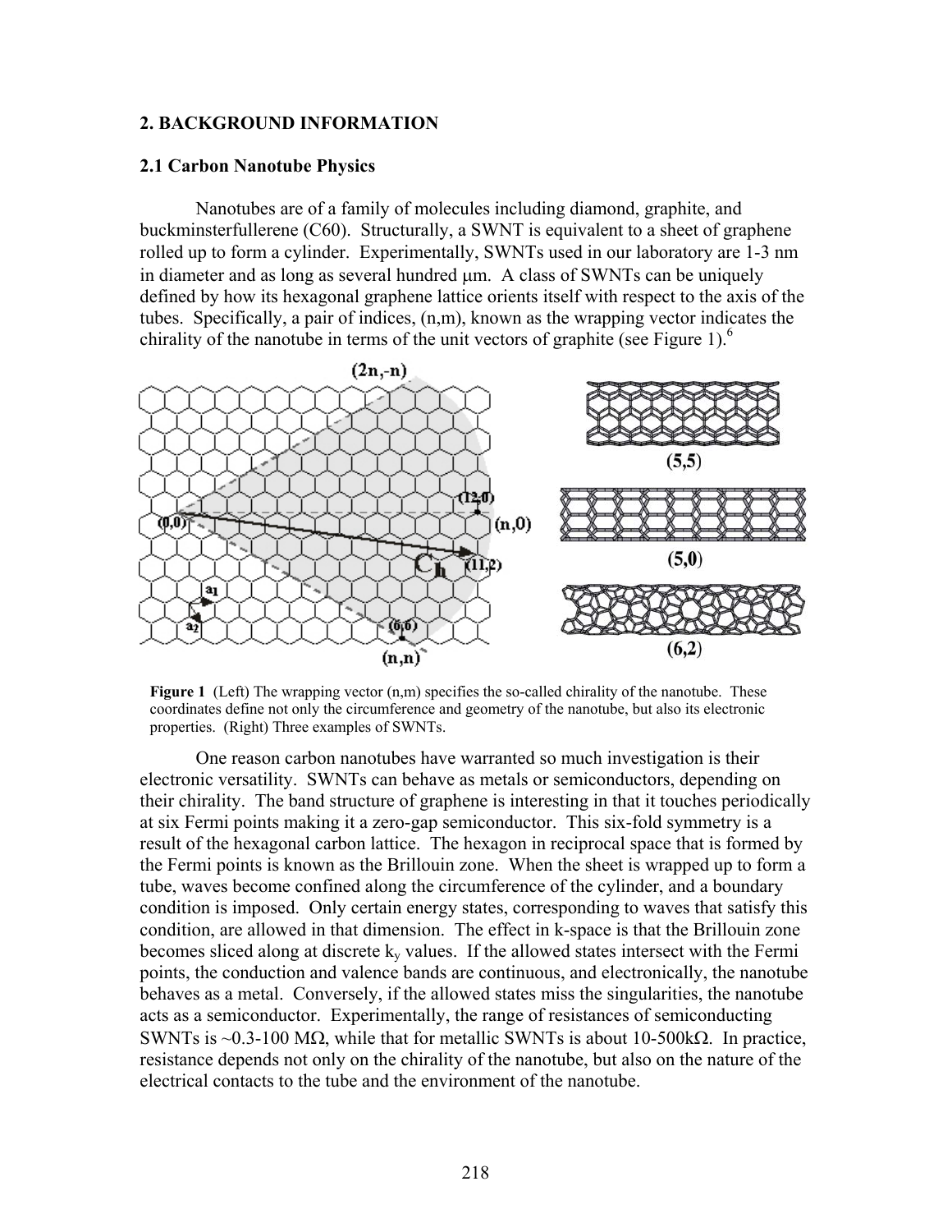## 2. BACKGROUND INFORMATION

### 2.1 Carbon Nanotube Physics

Nanotubes are of a family of molecules including diamond, graphite, and buckminsterfullerene (C60). Structurally, a SWNT is equivalent to a sheet of graphene rolled up to form a cylinder. Experimentally, SWNTs used in our laboratory are 1-3 nm in diameter and as long as several hundred μm. A class of SWNTs can be uniquely defined by how its hexagonal graphene lattice orients itself with respect to the axis of the tubes. Specifically, a pair of indices, (n,m), known as the wrapping vector indicates the chirality of the nanotube in terms of the unit vectors of graphite (see Figure 1).[6]

**Figure 1** (Left) The wrapping vector (n,m) specifies the so-called chirality of the nanotube. These coordinates define not only the circumference and geometry of the nanotube, but also its electronic properties. (Right) Three examples of SWNTs.

One reason carbon nanotubes have warranted so much investigation is their electronic versatility. SWNTs can behave as metals or semiconductors, depending on their chirality. The band structure of graphene is interesting in that it touches periodically at six Fermi points making it a zero-gap semiconductor. This six-fold symmetry is a result of the hexagonal carbon lattice. The hexagon in reciprocal space that is formed by the Fermi points is known as the Brillouin zone. When the sheet is wrapped up to form a tube, waves become confined along the circumference of the cylinder, and a boundary condition is imposed. Only certain energy states, corresponding to waves that satisfy this condition, are allowed in that dimension. The effect in k-space is that the Brillouin zone becomes sliced along at discrete $k_y$ values. If the allowed states intersect with the Fermi points, the conduction and valence bands are continuous, and electronically, the nanotube behaves as a metal. Conversely, if the allowed states miss the singularities, the nanotube acts as a semiconductor. Experimentally, the range of resistances of semiconducting SWNTs is ~0.3-100 MΩ, while that for metallic SWNTs is about 10-500kΩ. In practice, resistance depends not only on the chirality of the nanotube, but also on the nature of the electrical contacts to the tube and the environment of the nanotube.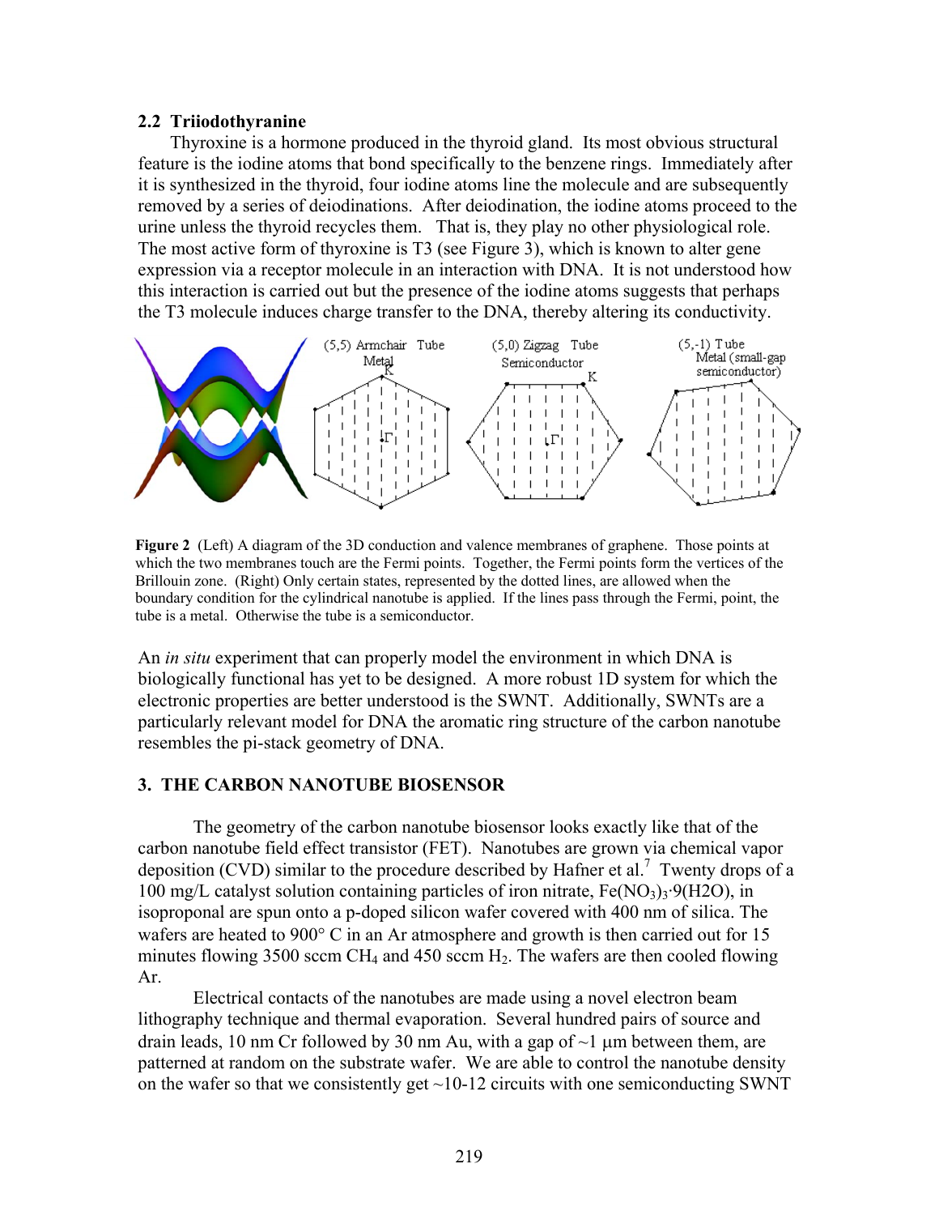## 2.2 Triiodothyranine

Thyroxine is a hormone produced in the thyroid gland. Its most obvious structural feature is the iodine atoms that bond specifically to the benzene rings. Immediately after it is synthesized in the thyroid, four iodine atoms line the molecule and are subsequently removed by a series of deiodinations. After deiodination, the iodine atoms proceed to the urine unless the thyroid recycles them. That is, they play no other physiological role. The most active form of thyroxine is T3 (see Figure 3), which is known to alter gene expression via a receptor molecule in an interaction with DNA. It is not understood how this interaction is carried out but the presence of the iodine atoms suggests that perhaps the T3 molecule induces charge transfer to the DNA, thereby altering its conductivity.

**Figure 2** (Left) A diagram of the 3D conduction and valence membranes of graphene. Those points at which the two membranes touch are the Fermi points. Together, the Fermi points form the vertices of the Brillouin zone. (Right) Only certain states, represented by the dotted lines, are allowed when the boundary condition for the cylindrical nanotube is applied. If the lines pass through the Fermi, point, the tube is a metal. Otherwise the tube is a semiconductor.

An *in situ* experiment that can properly model the environment in which DNA is biologically functional has yet to be designed. A more robust 1D system for which the electronic properties are better understood is the SWNT. Additionally, SWNTs are a particularly relevant model for DNA the aromatic ring structure of the carbon nanotube resembles the pi-stack geometry of DNA.

## 3. THE CARBON NANOTUBE BIOSENSOR

The geometry of the carbon nanotube biosensor looks exactly like that of the carbon nanotube field effect transistor (FET). Nanotubes are grown via chemical vapor deposition (CVD) similar to the procedure described by Hafner et al.[7] Twenty drops of a 100 mg/L catalyst solution containing particles of iron nitrate, $Fe(NO_3)_3 \cdot 9(H2O)$, in isoproponal are spun onto a p-doped silicon wafer covered with 400 nm of silica. The wafers are heated to 900° C in an Ar atmosphere and growth is then carried out for 15 minutes flowing 3500 sccm $CH_4$ and 450 sccm $H_2$. The wafers are then cooled flowing Ar.

Electrical contacts of the nanotubes are made using a novel electron beam lithography technique and thermal evaporation. Several hundred pairs of source and drain leads, 10 nm Cr followed by 30 nm Au, with a gap of ~1 μm between them, are patterned at random on the substrate wafer. We are able to control the nanotube density on the wafer so that we consistently get ~10-12 circuits with one semiconducting SWNT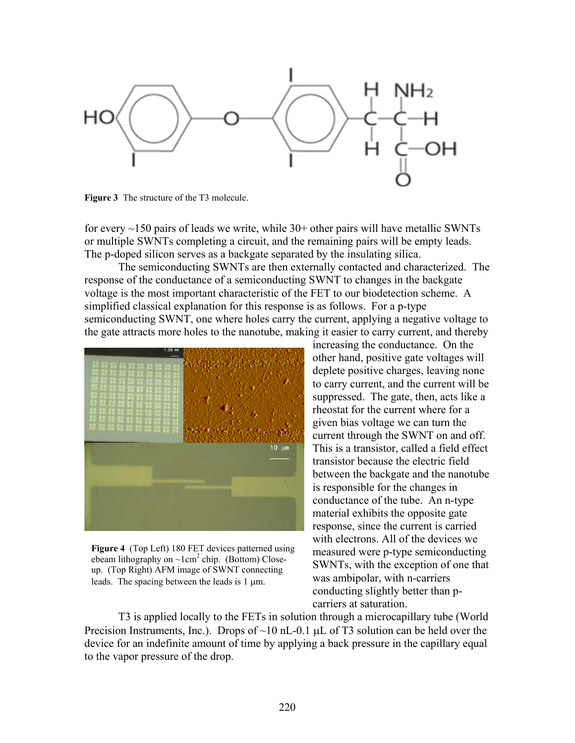**Figure 3** The structure of the T3 molecule.

for every ~150 pairs of leads we write, while 30+ other pairs will have metallic SWNTs or multiple SWNTs completing a circuit, and the remaining pairs will be empty leads. The p-doped silicon serves as a backgate separated by the insulating silica.

The semiconducting SWNTs are then externally contacted and characterized. The response of the conductance of a semiconducting SWNT to changes in the backgate voltage is the most important characteristic of the FET to our biodetection scheme. A simplified classical explanation for this response is as follows. For a p-type semiconducting SWNT, one where holes carry the current, applying a negative voltage to the gate attracts more holes to the nanotube, making it easier to carry current, and thereby increasing the conductance. On the other hand, positive gate voltages will deplete positive charges, leaving none to carry current, and the current will be suppressed. The gate, then, acts like a rheostat for the current where for a given bias voltage we can turn the current through the SWNT on and off. This is a transistor, called a field effect transistor because the electric field between the backgate and the nanotube is responsible for the changes in conductance of the tube. An n-type material exhibits the opposite gate response, since the current is carried with electrons. All of the devices we measured were p-type semiconducting SWNTs, with the exception of one that was ambipolar, with n-carriers conducting slightly better than p-carriers at saturation.

**Figure 4** (Top Left) 180 FET devices patterned using ebeam lithography on ~1cm$^2$ chip. (Bottom) Close-up. (Top Right) AFM image of SWNT connecting leads. The spacing between the leads is 1 μm.

T3 is applied locally to the FETs in solution through a microcapillary tube (World Precision Instruments, Inc.). Drops of ~10 nL-0.1 μL of T3 solution can be held over the device for an indefinite amount of time by applying a back pressure in the capillary equal to the vapor pressure of the drop.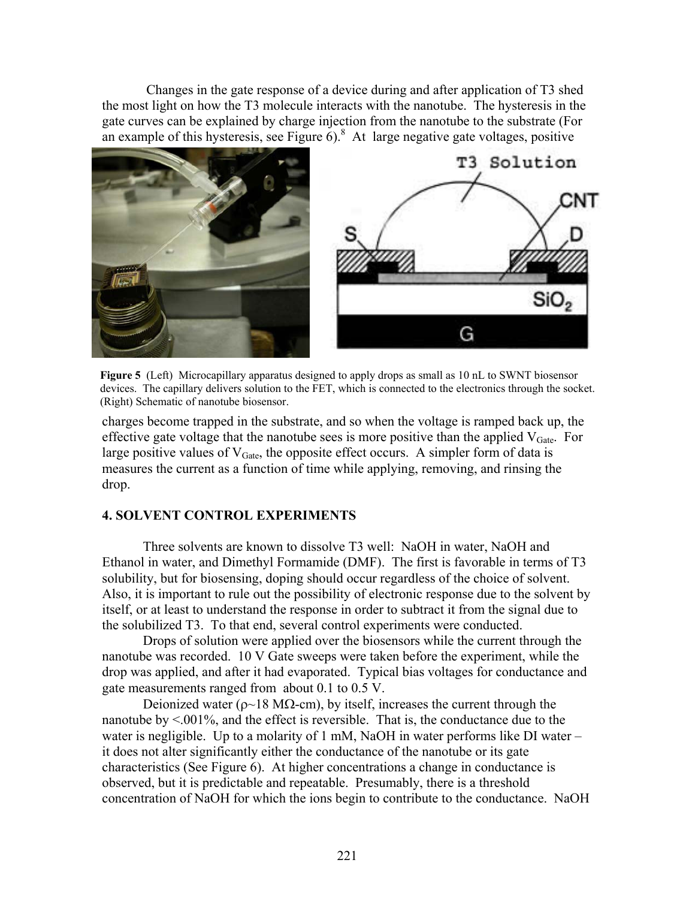Changes in the gate response of a device during and after application of T3 shed the most light on how the T3 molecule interacts with the nanotube. The hysteresis in the gate curves can be explained by charge injection from the nanotube to the substrate (For an example of this hysteresis, see Figure 6).[8] At large negative gate voltages, positive charges become trapped in the substrate, and so when the voltage is ramped back up, the effective gate voltage that the nanotube sees is more positive than the applied $V_{Gate}$. For large positive values of $V_{Gate}$, the opposite effect occurs. A simpler form of data is measures the current as a function of time while applying, removing, and rinsing the drop.

**Figure 5** (Left) Microcapillary apparatus designed to apply drops as small as 10 nL to SWNT biosensor devices. The capillary delivers solution to the FET, which is connected to the electronics through the socket. (Right) Schematic of nanotube biosensor.

## 4. SOLVENT CONTROL EXPERIMENTS

Three solvents are known to dissolve T3 well: NaOH in water, NaOH and Ethanol in water, and Dimethyl Formamide (DMF). The first is favorable in terms of T3 solubility, but for biosensing, doping should occur regardless of the choice of solvent. Also, it is important to rule out the possibility of electronic response due to the solvent by itself, or at least to understand the response in order to subtract it from the signal due to the solubilized T3. To that end, several control experiments were conducted.

Drops of solution were applied over the biosensors while the current through the nanotube was recorded. 10 V Gate sweeps were taken before the experiment, while the drop was applied, and after it had evaporated. Typical bias voltages for conductance and gate measurements ranged from about 0.1 to 0.5 V.

Deionized water ($\rho$~18 M$\Omega$-cm), by itself, increases the current through the nanotube by <.001%, and the effect is reversible. That is, the conductance due to the water is negligible. Up to a molarity of 1 mM, NaOH in water performs like DI water – it does not alter significantly either the conductance of the nanotube or its gate characteristics (See Figure 6). At higher concentrations a change in conductance is observed, but it is predictable and repeatable. Presumably, there is a threshold concentration of NaOH for which the ions begin to contribute to the conductance. NaOH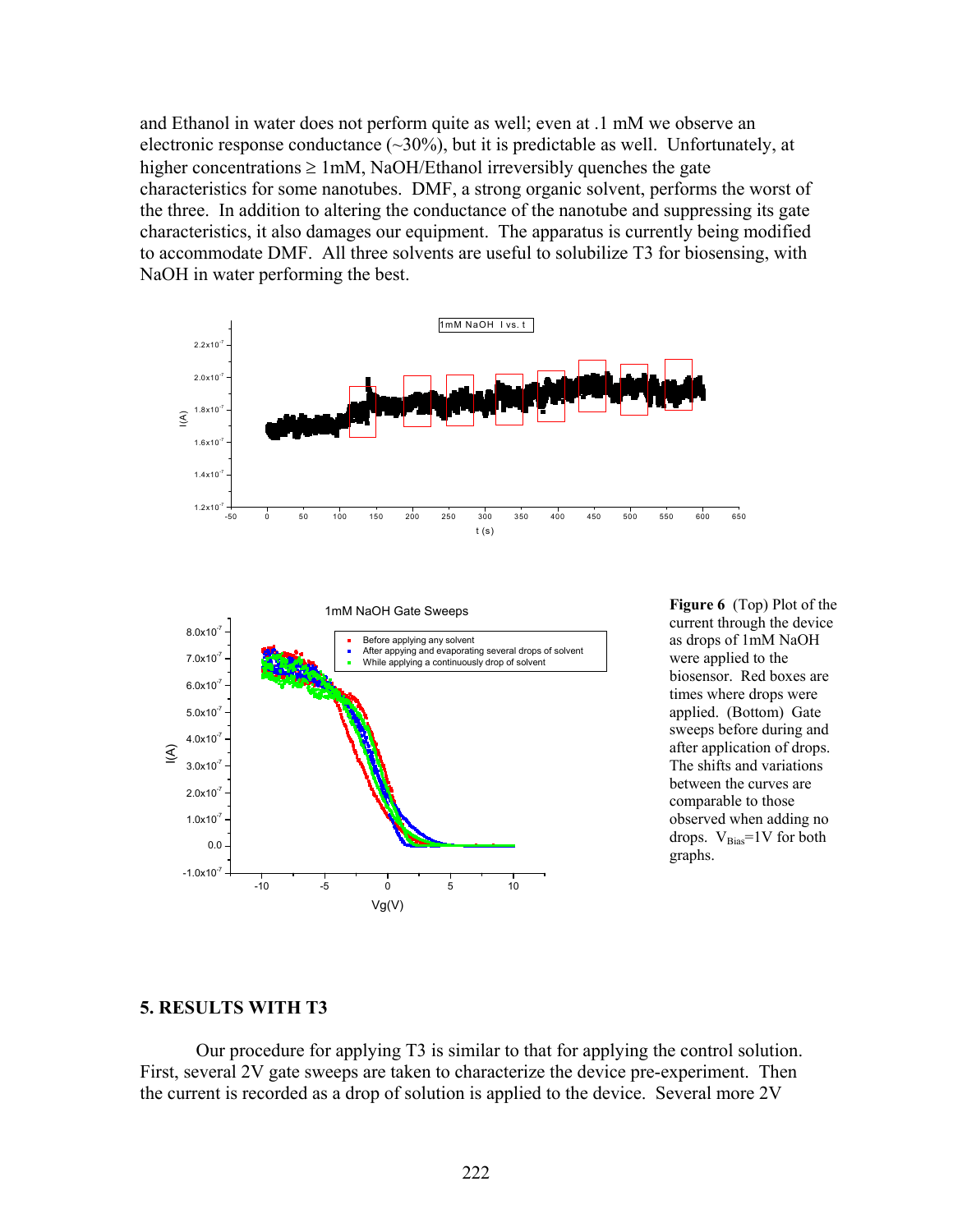and Ethanol in water does not perform quite as well; even at .1 mM we observe an electronic response conductance (~30%), but it is predictable as well. Unfortunately, at higher concentrations ≥ 1mM, NaOH/Ethanol irreversibly quenches the gate characteristics for some nanotubes. DMF, a strong organic solvent, performs the worst of the three. In addition to altering the conductance of the nanotube and suppressing its gate characteristics, it also damages our equipment. The apparatus is currently being modified to accommodate DMF. All three solvents are useful to solubilize T3 for biosensing, with NaOH in water performing the best.

**Figure 6** (Top) Plot of the current through the device as drops of 1mM NaOH were applied to the biosensor. Red boxes are times where drops were applied. (Bottom) Gate sweeps before during and after application of drops. The shifts and variations between the curves are comparable to those observed when adding no drops. $V_{Bias}$=1V for both graphs.

## 5. RESULTS WITH T3

Our procedure for applying T3 is similar to that for applying the control solution. First, several 2V gate sweeps are taken to characterize the device pre-experiment. Then the current is recorded as a drop of solution is applied to the device. Several more 2V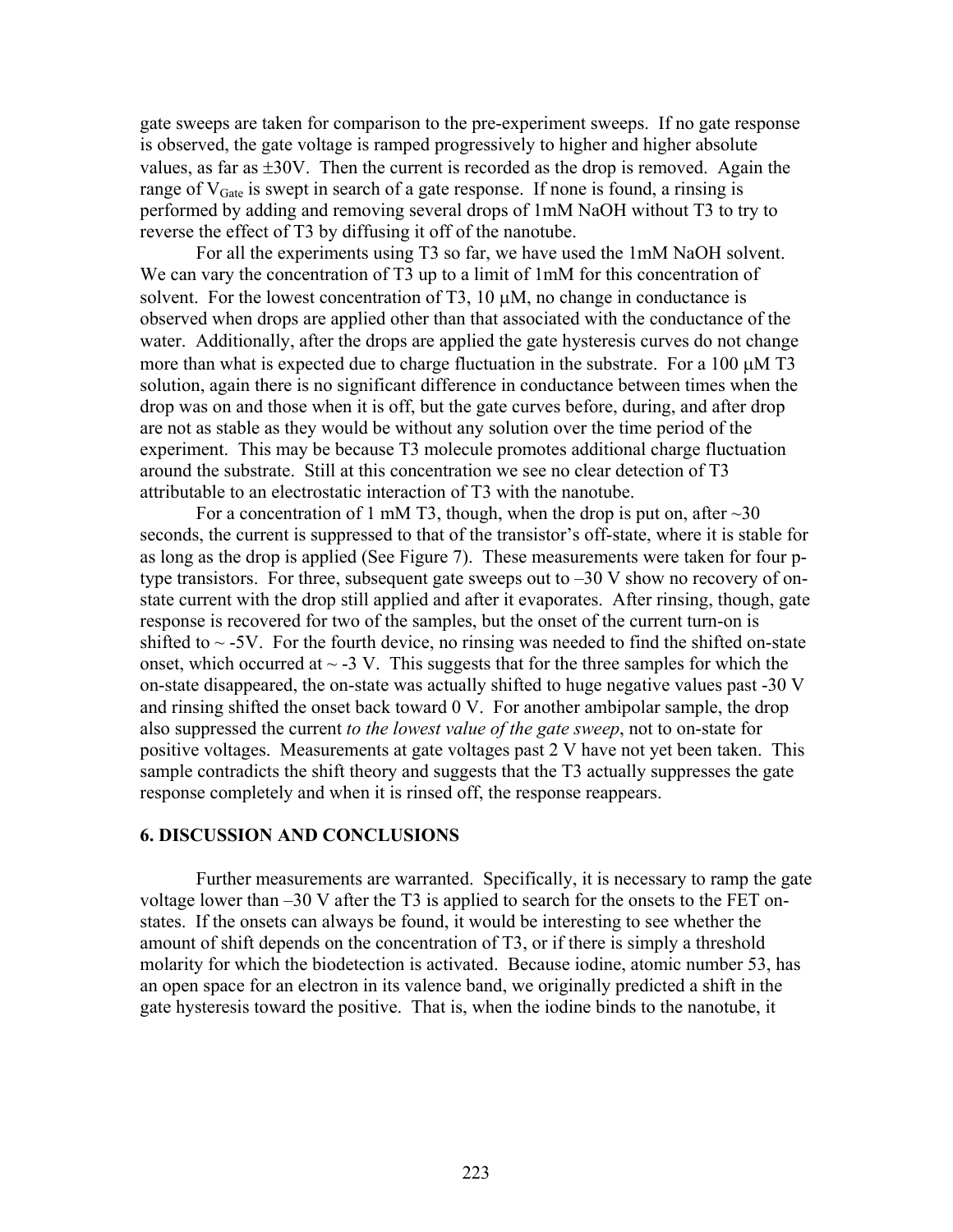gate sweeps are taken for comparison to the pre-experiment sweeps. If no gate response is observed, the gate voltage is ramped progressively to higher and higher absolute values, as far as ±30V. Then the current is recorded as the drop is removed. Again the range of $V_{Gate}$ is swept in search of a gate response. If none is found, a rinsing is performed by adding and removing several drops of 1mM NaOH without T3 to try to reverse the effect of T3 by diffusing it off of the nanotube.

For all the experiments using T3 so far, we have used the 1mM NaOH solvent. We can vary the concentration of T3 up to a limit of 1mM for this concentration of solvent. For the lowest concentration of T3, 10 μM, no change in conductance is observed when drops are applied other than that associated with the conductance of the water. Additionally, after the drops are applied the gate hysteresis curves do not change more than what is expected due to charge fluctuation in the substrate. For a 100 μM T3 solution, again there is no significant difference in conductance between times when the drop was on and those when it is off, but the gate curves before, during, and after drop are not as stable as they would be without any solution over the time period of the experiment. This may be because T3 molecule promotes additional charge fluctuation around the substrate. Still at this concentration we see no clear detection of T3 attributable to an electrostatic interaction of T3 with the nanotube.

For a concentration of 1 mM T3, though, when the drop is put on, after ~30 seconds, the current is suppressed to that of the transistor's off-state, where it is stable for as long as the drop is applied (See Figure 7). These measurements were taken for four p-type transistors. For three, subsequent gate sweeps out to –30 V show no recovery of on-state current with the drop still applied and after it evaporates. After rinsing, though, gate response is recovered for two of the samples, but the onset of the current turn-on is shifted to ~ -5V. For the fourth device, no rinsing was needed to find the shifted on-state onset, which occurred at ~ -3 V. This suggests that for the three samples for which the on-state disappeared, the on-state was actually shifted to huge negative values past -30 V and rinsing shifted the onset back toward 0 V. For another ambipolar sample, the drop also suppressed the current *to the lowest value of the gate sweep*, not to on-state for positive voltages. Measurements at gate voltages past 2 V have not yet been taken. This sample contradicts the shift theory and suggests that the T3 actually suppresses the gate response completely and when it is rinsed off, the response reappears.

## 6. DISCUSSION AND CONCLUSIONS

Further measurements are warranted. Specifically, it is necessary to ramp the gate voltage lower than –30 V after the T3 is applied to search for the onsets to the FET on-states. If the onsets can always be found, it would be interesting to see whether the amount of shift depends on the concentration of T3, or if there is simply a threshold molarity for which the biodetection is activated. Because iodine, atomic number 53, has an open space for an electron in its valence band, we originally predicted a shift in the gate hysteresis toward the positive. That is, when the iodine binds to the nanotube, it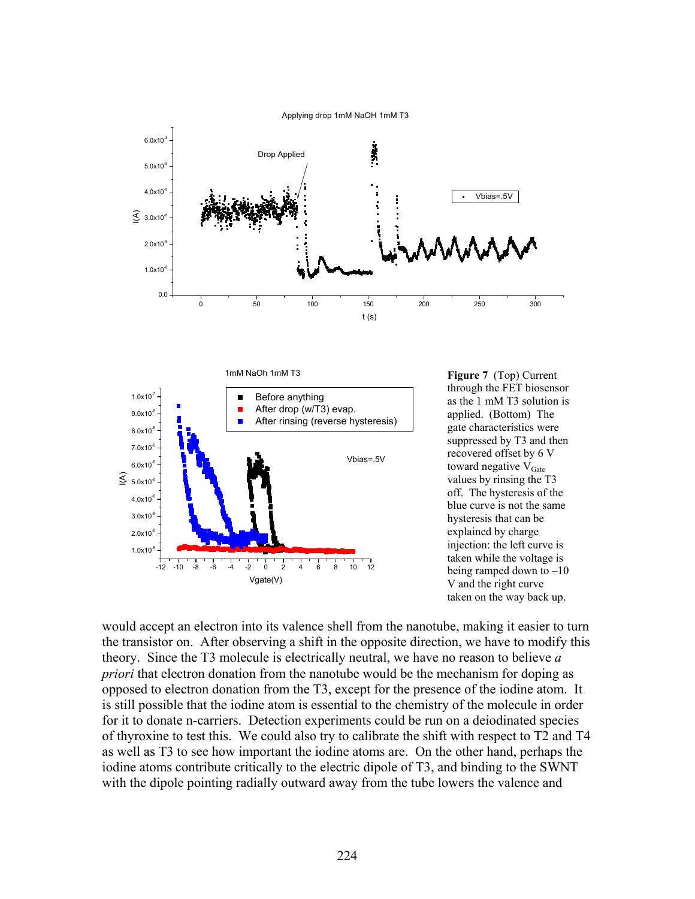**Figure 7** (Top) Current through the FET biosensor as the 1 mM T3 solution is applied. (Bottom) The gate characteristics were suppressed by T3 and then recovered offset by 6 V toward negative $V_{Gate}$ values by rinsing the T3 off. The hysteresis of the blue curve is not the same hysteresis that can be explained by charge injection: the left curve is taken while the voltage is being ramped down to –10 V and the right curve taken on the way back up.

would accept an electron into its valence shell from the nanotube, making it easier to turn the transistor on. After observing a shift in the opposite direction, we have to modify this theory. Since the T3 molecule is electrically neutral, we have no reason to believe *a priori* that electron donation from the nanotube would be the mechanism for doping as opposed to electron donation from the T3, except for the presence of the iodine atom. It is still possible that the iodine atom is essential to the chemistry of the molecule in order for it to donate n-carriers. Detection experiments could be run on a deiodinated species of thyroxine to test this. We could also try to calibrate the shift with respect to T2 and T4 as well as T3 to see how important the iodine atoms are. On the other hand, perhaps the iodine atoms contribute critically to the electric dipole of T3, and binding to the SWNT with the dipole pointing radially outward away from the tube lowers the valence and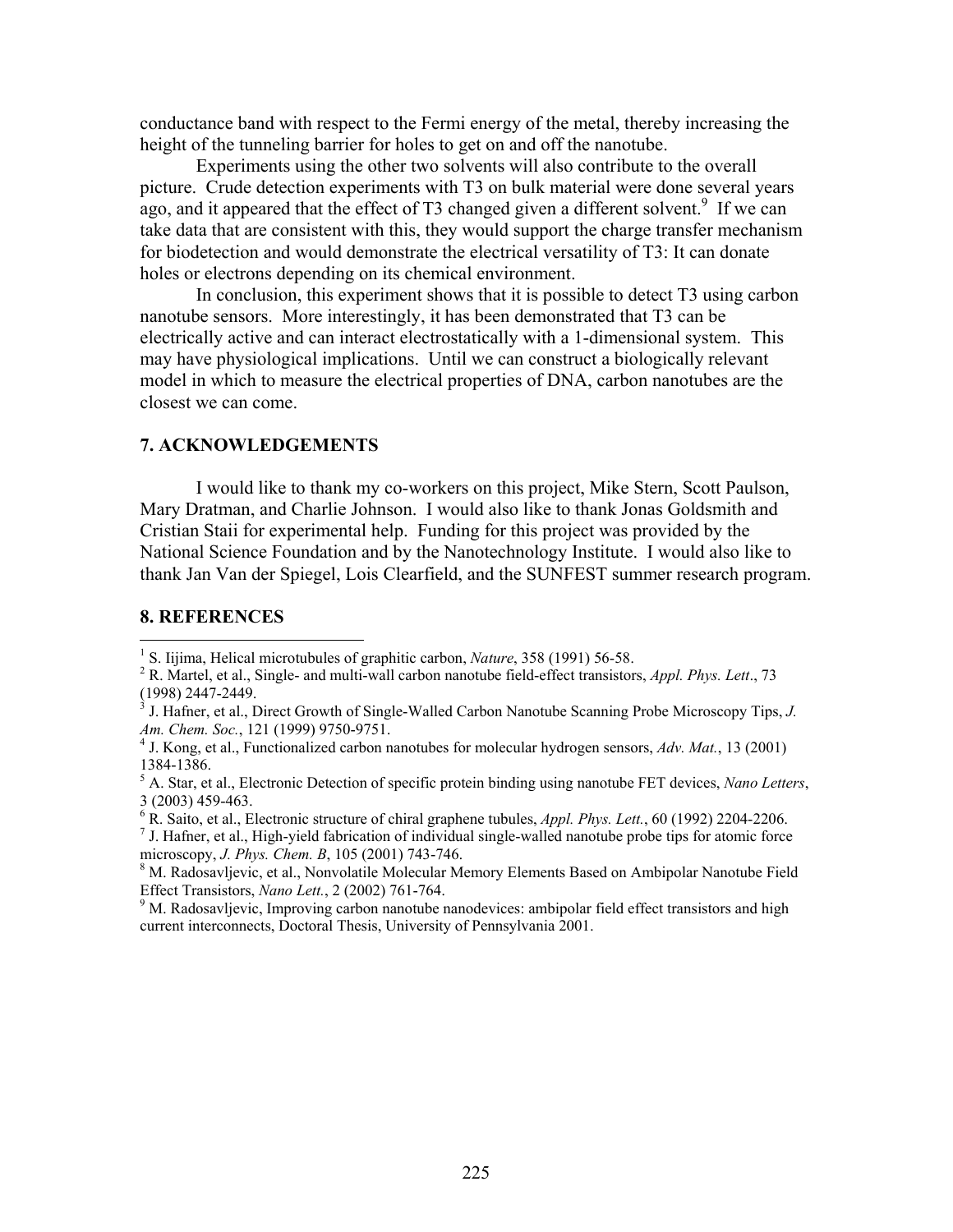conductance band with respect to the Fermi energy of the metal, thereby increasing the height of the tunneling barrier for holes to get on and off the nanotube.

Experiments using the other two solvents will also contribute to the overall picture. Crude detection experiments with T3 on bulk material were done several years ago, and it appeared that the effect of T3 changed given a different solvent.[9] If we can take data that are consistent with this, they would support the charge transfer mechanism for biodetection and would demonstrate the electrical versatility of T3: It can donate holes or electrons depending on its chemical environment.

In conclusion, this experiment shows that it is possible to detect T3 using carbon nanotube sensors. More interestingly, it has been demonstrated that T3 can be electrically active and can interact electrostatically with a 1-dimensional system. This may have physiological implications. Until we can construct a biologically relevant model in which to measure the electrical properties of DNA, carbon nanotubes are the closest we can come.

## 7. ACKNOWLEDGEMENTS

I would like to thank my co-workers on this project, Mike Stern, Scott Paulson, Mary Dratman, and Charlie Johnson. I would also like to thank Jonas Goldsmith and Cristian Staii for experimental help. Funding for this project was provided by the National Science Foundation and by the Nanotechnology Institute. I would also like to thank Jan Van der Spiegel, Lois Clearfield, and the SUNFEST summer research program.

## 8. REFERENCES

[1] S. Iijima, Helical microtubules of graphitic carbon, *Nature*, 358 (1991) 56-58.

[2] R. Martel, et al., Single- and multi-wall carbon nanotube field-effect transistors, *Appl. Phys. Lett*., 73 (1998) 2447-2449.

[3] J. Hafner, et al., Direct Growth of Single-Walled Carbon Nanotube Scanning Probe Microscopy Tips, *J. Am. Chem. Soc.*, 121 (1999) 9750-9751.

[4] J. Kong, et al., Functionalized carbon nanotubes for molecular hydrogen sensors, *Adv. Mat.*, 13 (2001) 1384-1386.

[5] A. Star, et al., Electronic Detection of specific protein binding using nanotube FET devices, *Nano Letters*, 3 (2003) 459-463.

[6] R. Saito, et al., Electronic structure of chiral graphene tubules, *Appl. Phys. Lett.*, 60 (1992) 2204-2206.

[7] J. Hafner, et al., High-yield fabrication of individual single-walled nanotube probe tips for atomic force microscopy, *J. Phys. Chem. B*, 105 (2001) 743-746.

[8] M. Radosavljevic, et al., Nonvolatile Molecular Memory Elements Based on Ambipolar Nanotube Field Effect Transistors, *Nano Lett.*, 2 (2002) 761-764.

[9] M. Radosavljevic, Improving carbon nanotube nanodevices: ambipolar field effect transistors and high current interconnects, Doctoral Thesis, University of Pennsylvania 2001.